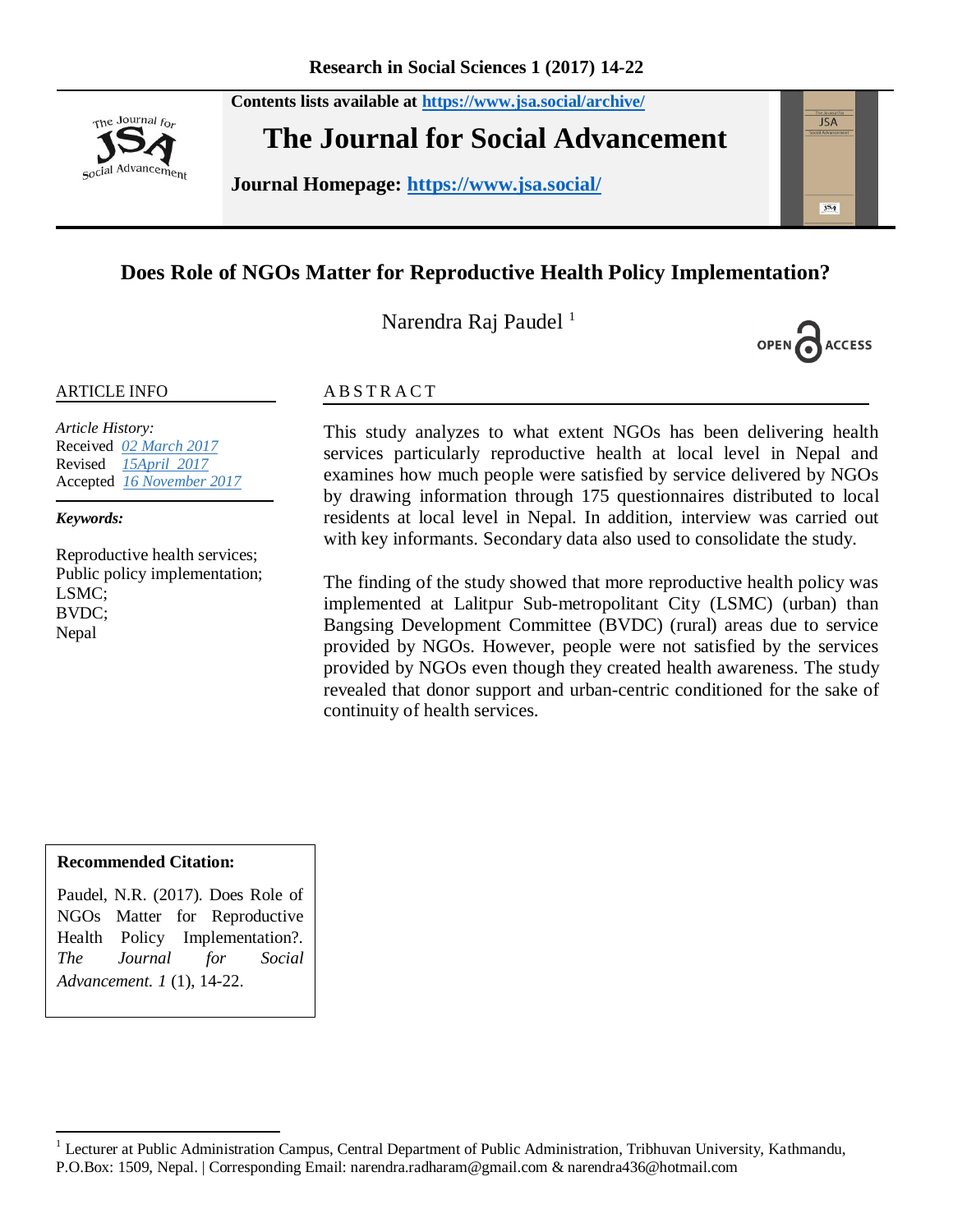Contents lists available at https://www.jsa.social/archive/

# The Journal for Social Advancement

Journal Homepage: https://www.jsa.social/

## Does Role of NGOs Matter for Reproductive Health Policy Implementation?

Narendra Raj Paudel [1]

OPEN ACCESS

### ARTICLE INFO

*Article History:*
Received *02 March 2017*
Revised *15April 2017*
Accepted *16 November 2017*

***Keywords:***

Reproductive health services; Public policy implementation; LSMC; BVDC; Nepal

### A B S T R A C T

This study analyzes to what extent NGOs has been delivering health services particularly reproductive health at local level in Nepal and examines how much people were satisfied by service delivered by NGOs by drawing information through 175 questionnaires distributed to local residents at local level in Nepal. In addition, interview was carried out with key informants. Secondary data also used to consolidate the study.

The finding of the study showed that more reproductive health policy was implemented at Lalitpur Sub-metropolitant City (LSMC) (urban) than Bangsing Development Committee (BVDC) (rural) areas due to service provided by NGOs. However, people were not satisfied by the services provided by NGOs even though they created health awareness. The study revealed that donor support and urban-centric conditioned for the sake of continuity of health services.

**Recommended Citation:**

Paudel, N.R. (2017). Does Role of NGOs Matter for Reproductive Health Policy Implementation?. *The Journal for Social Advancement. 1* (1), 14-22.

---

[1] Lecturer at Public Administration Campus, Central Department of Public Administration, Tribhuvan University, Kathmandu, P.O.Box: 1509, Nepal. | Corresponding Email: narendra.radharam@gmail.com & narendra436@hotmail.com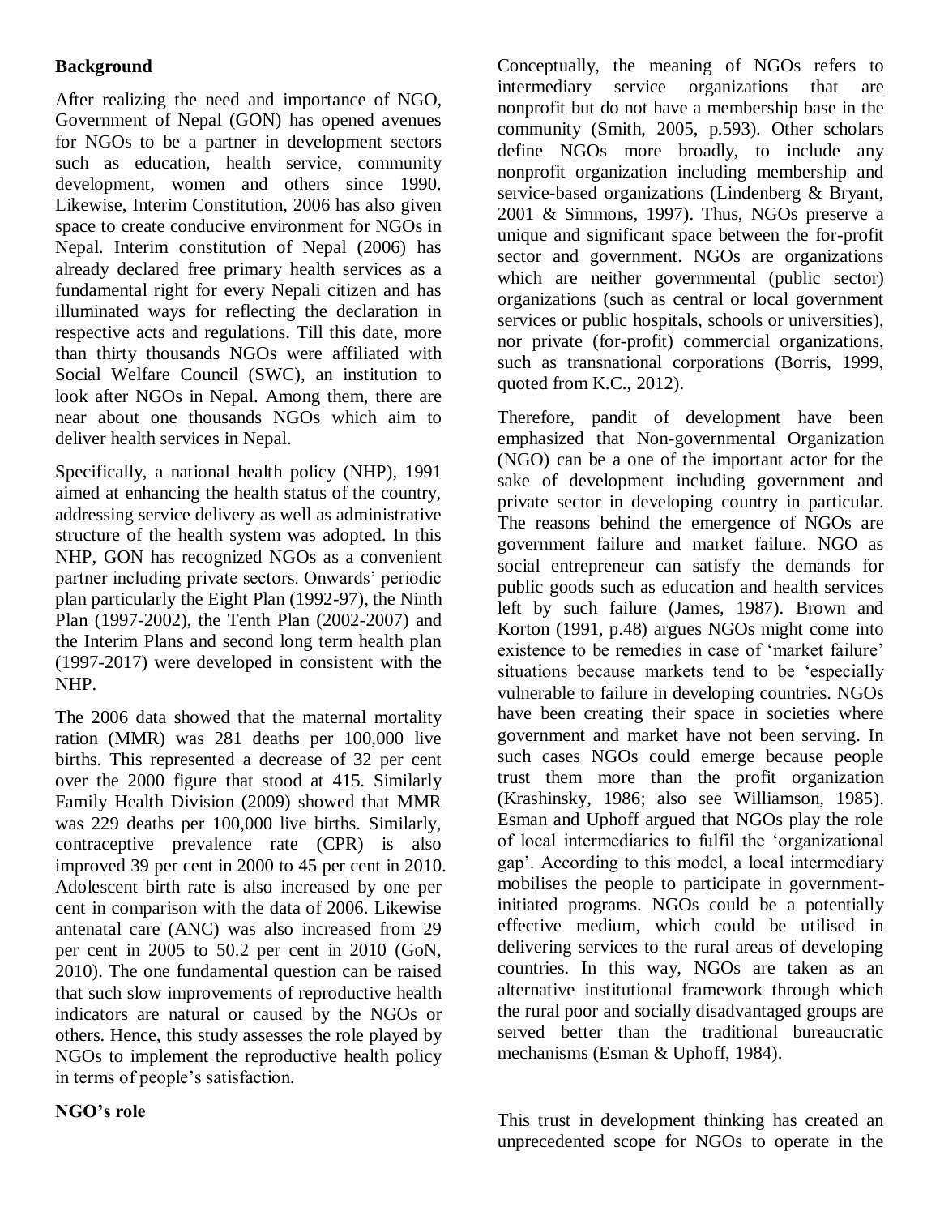## Background

After realizing the need and importance of NGO, Government of Nepal (GON) has opened avenues for NGOs to be a partner in development sectors such as education, health service, community development, women and others since 1990. Likewise, Interim Constitution, 2006 has also given space to create conducive environment for NGOs in Nepal. Interim constitution of Nepal (2006) has already declared free primary health services as a fundamental right for every Nepali citizen and has illuminated ways for reflecting the declaration in respective acts and regulations. Till this date, more than thirty thousands NGOs were affiliated with Social Welfare Council (SWC), an institution to look after NGOs in Nepal. Among them, there are near about one thousands NGOs which aim to deliver health services in Nepal.

Specifically, a national health policy (NHP), 1991 aimed at enhancing the health status of the country, addressing service delivery as well as administrative structure of the health system was adopted. In this NHP, GON has recognized NGOs as a convenient partner including private sectors. Onwards' periodic plan particularly the Eight Plan (1992-97), the Ninth Plan (1997-2002), the Tenth Plan (2002-2007) and the Interim Plans and second long term health plan (1997-2017) were developed in consistent with the NHP.

The 2006 data showed that the maternal mortality ration (MMR) was 281 deaths per 100,000 live births. This represented a decrease of 32 per cent over the 2000 figure that stood at 415. Similarly Family Health Division (2009) showed that MMR was 229 deaths per 100,000 live births. Similarly, contraceptive prevalence rate (CPR) is also improved 39 per cent in 2000 to 45 per cent in 2010. Adolescent birth rate is also increased by one per cent in comparison with the data of 2006. Likewise antenatal care (ANC) was also increased from 29 per cent in 2005 to 50.2 per cent in 2010 (GoN, 2010). The one fundamental question can be raised that such slow improvements of reproductive health indicators are natural or caused by the NGOs or others. Hence, this study assesses the role played by NGOs to implement the reproductive health policy in terms of people's satisfaction.

## NGO's role

Conceptually, the meaning of NGOs refers to intermediary service organizations that are nonprofit but do not have a membership base in the community (Smith, 2005, p.593). Other scholars define NGOs more broadly, to include any nonprofit organization including membership and service-based organizations (Lindenberg & Bryant, 2001 & Simmons, 1997). Thus, NGOs preserve a unique and significant space between the for-profit sector and government. NGOs are organizations which are neither governmental (public sector) organizations (such as central or local government services or public hospitals, schools or universities), nor private (for-profit) commercial organizations, such as transnational corporations (Borris, 1999, quoted from K.C., 2012).

Therefore, pandit of development have been emphasized that Non-governmental Organization (NGO) can be a one of the important actor for the sake of development including government and private sector in developing country in particular. The reasons behind the emergence of NGOs are government failure and market failure. NGO as social entrepreneur can satisfy the demands for public goods such as education and health services left by such failure (James, 1987). Brown and Korton (1991, p.48) argues NGOs might come into existence to be remedies in case of 'market failure' situations because markets tend to be 'especially vulnerable to failure in developing countries. NGOs have been creating their space in societies where government and market have not been serving. In such cases NGOs could emerge because people trust them more than the profit organization (Krashinsky, 1986; also see Williamson, 1985). Esman and Uphoff argued that NGOs play the role of local intermediaries to fulfil the 'organizational gap'. According to this model, a local intermediary mobilises the people to participate in government-initiated programs. NGOs could be a potentially effective medium, which could be utilised in delivering services to the rural areas of developing countries. In this way, NGOs are taken as an alternative institutional framework through which the rural poor and socially disadvantaged groups are served better than the traditional bureaucratic mechanisms (Esman & Uphoff, 1984).

This trust in development thinking has created an unprecedented scope for NGOs to operate in the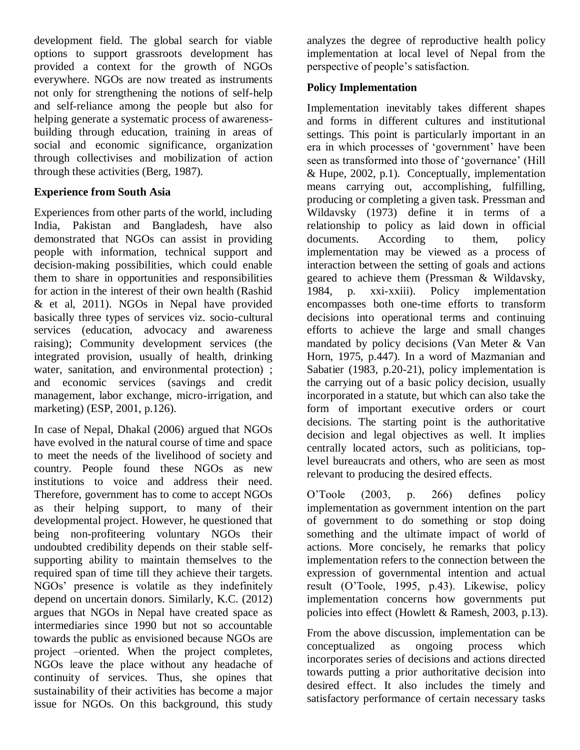development field. The global search for viable options to support grassroots development has provided a context for the growth of NGOs everywhere. NGOs are now treated as instruments not only for strengthening the notions of self-help and self-reliance among the people but also for helping generate a systematic process of awareness-building through education, training in areas of social and economic significance, organization through collectivises and mobilization of action through these activities (Berg, 1987).

## Experience from South Asia

Experiences from other parts of the world, including India, Pakistan and Bangladesh, have also demonstrated that NGOs can assist in providing people with information, technical support and decision-making possibilities, which could enable them to share in opportunities and responsibilities for action in the interest of their own health (Rashid & et al, 2011). NGOs in Nepal have provided basically three types of services viz. socio-cultural services (education, advocacy and awareness raising); Community development services (the integrated provision, usually of health, drinking water, sanitation, and environmental protection) ; and economic services (savings and credit management, labor exchange, micro-irrigation, and marketing) (ESP, 2001, p.126).

In case of Nepal, Dhakal (2006) argued that NGOs have evolved in the natural course of time and space to meet the needs of the livelihood of society and country. People found these NGOs as new institutions to voice and address their need. Therefore, government has to come to accept NGOs as their helping support, to many of their developmental project. However, he questioned that being non-profiteering voluntary NGOs their undoubted credibility depends on their stable self-supporting ability to maintain themselves to the required span of time till they achieve their targets. NGOs' presence is volatile as they indefinitely depend on uncertain donors. Similarly, K.C. (2012) argues that NGOs in Nepal have created space as intermediaries since 1990 but not so accountable towards the public as envisioned because NGOs are project –oriented. When the project completes, NGOs leave the place without any headache of continuity of services. Thus, she opines that sustainability of their activities has become a major issue for NGOs. On this background, this study analyzes the degree of reproductive health policy implementation at local level of Nepal from the perspective of people's satisfaction.

## Policy Implementation

Implementation inevitably takes different shapes and forms in different cultures and institutional settings. This point is particularly important in an era in which processes of 'government' have been seen as transformed into those of 'governance' (Hill & Hupe, 2002, p.1). Conceptually, implementation means carrying out, accomplishing, fulfilling, producing or completing a given task. Pressman and Wildavsky (1973) define it in terms of a relationship to policy as laid down in official documents. According to them, policy implementation may be viewed as a process of interaction between the setting of goals and actions geared to achieve them (Pressman & Wildavsky, 1984, p. xxi-xxiii). Policy implementation encompasses both one-time efforts to transform decisions into operational terms and continuing efforts to achieve the large and small changes mandated by policy decisions (Van Meter & Van Horn, 1975, p.447). In a word of Mazmanian and Sabatier (1983, p.20-21), policy implementation is the carrying out of a basic policy decision, usually incorporated in a statute, but which can also take the form of important executive orders or court decisions. The starting point is the authoritative decision and legal objectives as well. It implies centrally located actors, such as politicians, top-level bureaucrats and others, who are seen as most relevant to producing the desired effects.

O'Toole (2003, p. 266) defines policy implementation as government intention on the part of government to do something or stop doing something and the ultimate impact of world of actions. More concisely, he remarks that policy implementation refers to the connection between the expression of governmental intention and actual result (O'Toole, 1995, p.43). Likewise, policy implementation concerns how governments put policies into effect (Howlett & Ramesh, 2003, p.13).

From the above discussion, implementation can be conceptualized as ongoing process which incorporates series of decisions and actions directed towards putting a prior authoritative decision into desired effect. It also includes the timely and satisfactory performance of certain necessary tasks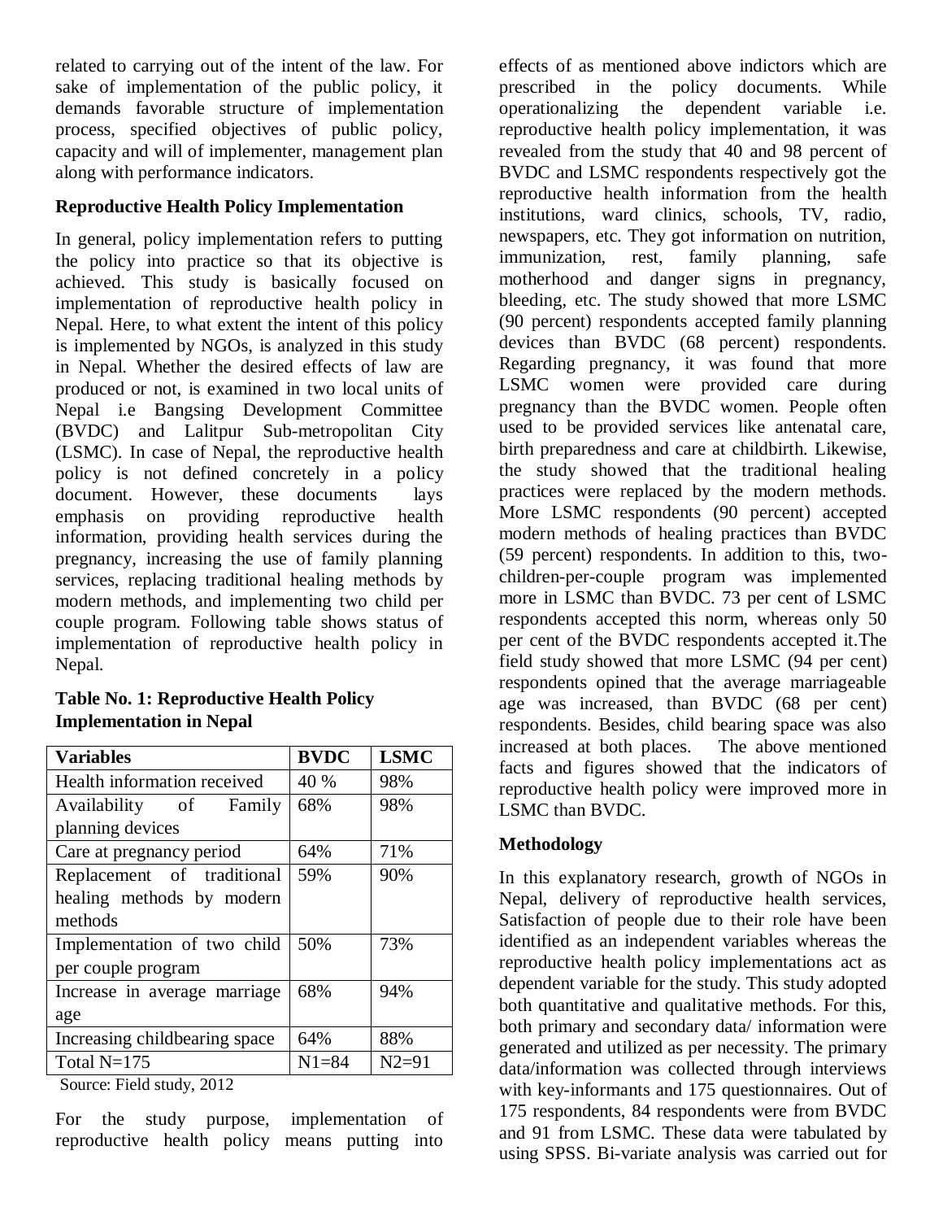related to carrying out of the intent of the law. For sake of implementation of the public policy, it demands favorable structure of implementation process, specified objectives of public policy, capacity and will of implementer, management plan along with performance indicators.

**Reproductive Health Policy Implementation**

In general, policy implementation refers to putting the policy into practice so that its objective is achieved. This study is basically focused on implementation of reproductive health policy in Nepal. Here, to what extent the intent of this policy is implemented by NGOs, is analyzed in this study in Nepal. Whether the desired effects of law are produced or not, is examined in two local units of Nepal i.e Bangsing Development Committee (BVDC) and Lalitpur Sub-metropolitan City (LSMC). In case of Nepal, the reproductive health policy is not defined concretely in a policy document. However, these documents lays emphasis on providing reproductive health information, providing health services during the pregnancy, increasing the use of family planning services, replacing traditional healing methods by modern methods, and implementing two child per couple program. Following table shows status of implementation of reproductive health policy in Nepal.

**Table No. 1: Reproductive Health Policy Implementation in Nepal**

| Variables | BVDC | LSMC |
|---|---|---|
| Health information received | 40 % | 98% |
| Availability of Family planning devices | 68% | 98% |
| Care at pregnancy period | 64% | 71% |
| Replacement of traditional healing methods by modern methods | 59% | 90% |
| Implementation of two child per couple program | 50% | 73% |
| Increase in average marriage age | 68% | 94% |
| Increasing childbearing space | 64% | 88% |
| Total N=175 | N1=84 | N2=91 |

Source: Field study, 2012

For the study purpose, implementation of reproductive health policy means putting into effects of as mentioned above indictors which are prescribed in the policy documents. While operationalizing the dependent variable i.e. reproductive health policy implementation, it was revealed from the study that 40 and 98 percent of BVDC and LSMC respondents respectively got the reproductive health information from the health institutions, ward clinics, schools, TV, radio, newspapers, etc. They got information on nutrition, immunization, rest, family planning, safe motherhood and danger signs in pregnancy, bleeding, etc. The study showed that more LSMC (90 percent) respondents accepted family planning devices than BVDC (68 percent) respondents. Regarding pregnancy, it was found that more LSMC women were provided care during pregnancy than the BVDC women. People often used to be provided services like antenatal care, birth preparedness and care at childbirth. Likewise, the study showed that the traditional healing practices were replaced by the modern methods. More LSMC respondents (90 percent) accepted modern methods of healing practices than BVDC (59 percent) respondents. In addition to this, two-children-per-couple program was implemented more in LSMC than BVDC. 73 per cent of LSMC respondents accepted this norm, whereas only 50 per cent of the BVDC respondents accepted it.The field study showed that more LSMC (94 per cent) respondents opined that the average marriageable age was increased, than BVDC (68 per cent) respondents. Besides, child bearing space was also increased at both places. The above mentioned facts and figures showed that the indicators of reproductive health policy were improved more in LSMC than BVDC.

**Methodology**

In this explanatory research, growth of NGOs in Nepal, delivery of reproductive health services, Satisfaction of people due to their role have been identified as an independent variables whereas the reproductive health policy implementations act as dependent variable for the study. This study adopted both quantitative and qualitative methods. For this, both primary and secondary data/ information were generated and utilized as per necessity. The primary data/information was collected through interviews with key-informants and 175 questionnaires. Out of 175 respondents, 84 respondents were from BVDC and 91 from LSMC. These data were tabulated by using SPSS. Bi-variate analysis was carried out for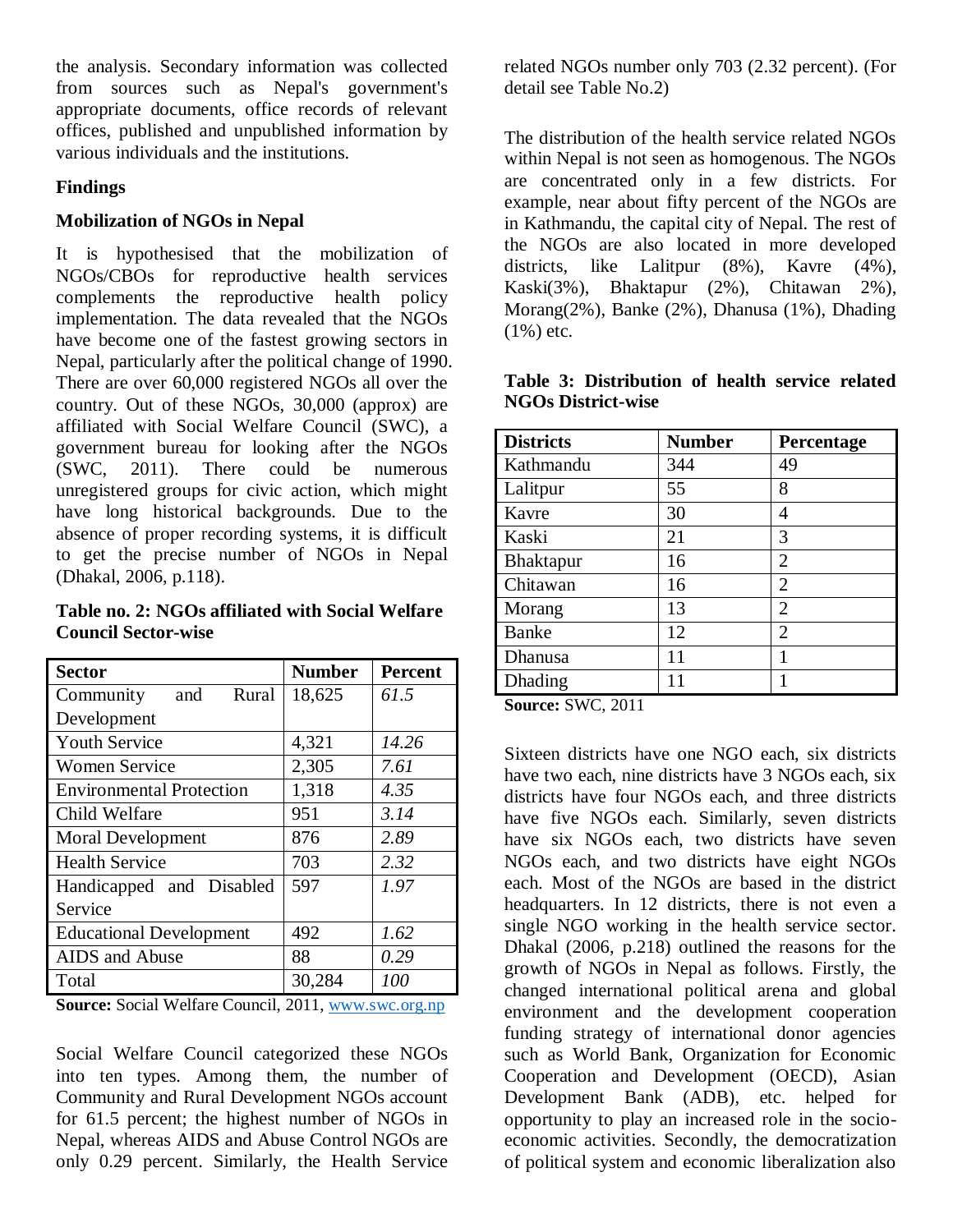the analysis. Secondary information was collected from sources such as Nepal's government's appropriate documents, office records of relevant offices, published and unpublished information by various individuals and the institutions.

**Findings**

**Mobilization of NGOs in Nepal**

It is hypothesised that the mobilization of NGOs/CBOs for reproductive health services complements the reproductive health policy implementation. The data revealed that the NGOs have become one of the fastest growing sectors in Nepal, particularly after the political change of 1990. There are over 60,000 registered NGOs all over the country. Out of these NGOs, 30,000 (approx) are affiliated with Social Welfare Council (SWC), a government bureau for looking after the NGOs (SWC, 2011). There could be numerous unregistered groups for civic action, which might have long historical backgrounds. Due to the absence of proper recording systems, it is difficult to get the precise number of NGOs in Nepal (Dhakal, 2006, p.118).

**Table no. 2: NGOs affiliated with Social Welfare Council Sector-wise**

| Sector | Number | Percent |
|---|---|---|
| Community and Rural Development | 18,625 | *61.5* |
| Youth Service | 4,321 | *14.26* |
| Women Service | 2,305 | *7.61* |
| Environmental Protection | 1,318 | *4.35* |
| Child Welfare | 951 | *3.14* |
| Moral Development | 876 | *2.89* |
| Health Service | 703 | *2.32* |
| Handicapped and Disabled Service | 597 | *1.97* |
| Educational Development | 492 | *1.62* |
| AIDS and Abuse | 88 | *0.29* |
| Total | 30,284 | *100* |

**Source:** Social Welfare Council, 2011, www.swc.org.np

Social Welfare Council categorized these NGOs into ten types. Among them, the number of Community and Rural Development NGOs account for 61.5 percent; the highest number of NGOs in Nepal, whereas AIDS and Abuse Control NGOs are only 0.29 percent. Similarly, the Health Service related NGOs number only 703 (2.32 percent). (For detail see Table No.2)

The distribution of the health service related NGOs within Nepal is not seen as homogenous. The NGOs are concentrated only in a few districts. For example, near about fifty percent of the NGOs are in Kathmandu, the capital city of Nepal. The rest of the NGOs are also located in more developed districts, like Lalitpur (8%), Kavre (4%), Kaski(3%), Bhaktapur (2%), Chitawan 2%), Morang(2%), Banke (2%), Dhanusa (1%), Dhading (1%) etc.

**Table 3: Distribution of health service related NGOs District-wise**

| Districts | Number | Percentage |
|---|---|---|
| Kathmandu | 344 | 49 |
| Lalitpur | 55 | 8 |
| Kavre | 30 | 4 |
| Kaski | 21 | 3 |
| Bhaktapur | 16 | 2 |
| Chitawan | 16 | 2 |
| Morang | 13 | 2 |
| Banke | 12 | 2 |
| Dhanusa | 11 | 1 |
| Dhading | 11 | 1 |

**Source:** SWC, 2011

Sixteen districts have one NGO each, six districts have two each, nine districts have 3 NGOs each, six districts have four NGOs each, and three districts have five NGOs each. Similarly, seven districts have six NGOs each, two districts have seven NGOs each, and two districts have eight NGOs each. Most of the NGOs are based in the district headquarters. In 12 districts, there is not even a single NGO working in the health service sector. Dhakal (2006, p.218) outlined the reasons for the growth of NGOs in Nepal as follows. Firstly, the changed international political arena and global environment and the development cooperation funding strategy of international donor agencies such as World Bank, Organization for Economic Cooperation and Development (OECD), Asian Development Bank (ADB), etc. helped for opportunity to play an increased role in the socio-economic activities. Secondly, the democratization of political system and economic liberalization also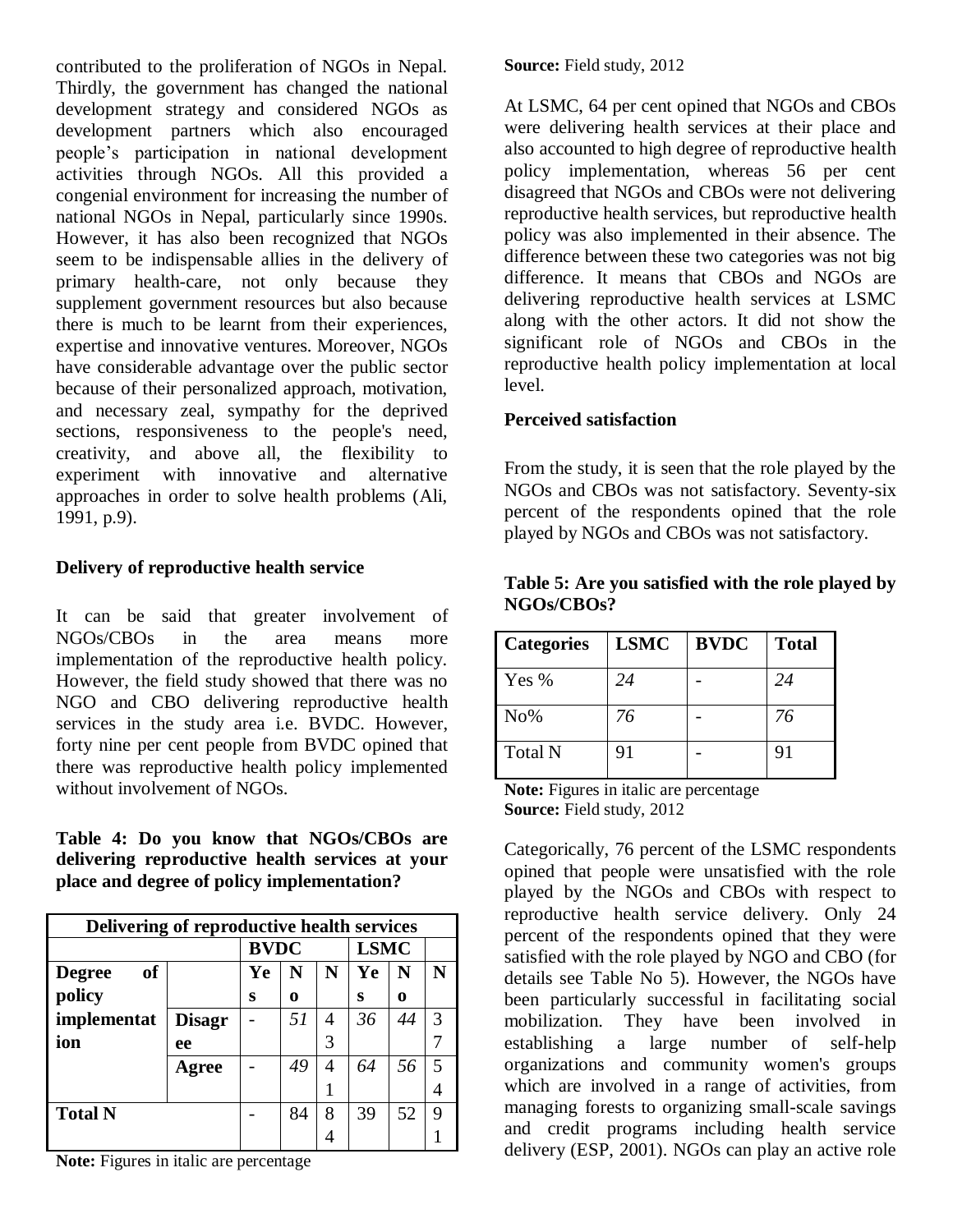contributed to the proliferation of NGOs in Nepal. Thirdly, the government has changed the national development strategy and considered NGOs as development partners which also encouraged people's participation in national development activities through NGOs. All this provided a congenial environment for increasing the number of national NGOs in Nepal, particularly since 1990s. However, it has also been recognized that NGOs seem to be indispensable allies in the delivery of primary health-care, not only because they supplement government resources but also because there is much to be learnt from their experiences, expertise and innovative ventures. Moreover, NGOs have considerable advantage over the public sector because of their personalized approach, motivation, and necessary zeal, sympathy for the deprived sections, responsiveness to the people's need, creativity, and above all, the flexibility to experiment with innovative and alternative approaches in order to solve health problems (Ali, 1991, p.9).

**Delivery of reproductive health service**

It can be said that greater involvement of NGOs/CBOs in the area means more implementation of the reproductive health policy. However, the field study showed that there was no NGO and CBO delivering reproductive health services in the study area i.e. BVDC. However, forty nine per cent people from BVDC opined that there was reproductive health policy implemented without involvement of NGOs.

**Table 4: Do you know that NGOs/CBOs are delivering reproductive health services at your place and degree of policy implementation?**

| Delivering of reproductive health services | | | | | | | |
|---|---|---|---|---|---|---|---|
| | | BVDC | | | LSMC | | |
| Degree of policy implementation | | Yes | No | N | Yes | No | N |
| | Disagree | - | *51* | 43 | *36* | *44* | 37 |
| | Agree | - | *49* | 41 | *64* | *56* | 54 |
| Total N | | - | 84 | 84 | 39 | 52 | 91 |

**Note:** Figures in italic are percentage
**Source:** Field study, 2012

At LSMC, 64 per cent opined that NGOs and CBOs were delivering health services at their place and also accounted to high degree of reproductive health policy implementation, whereas 56 per cent disagreed that NGOs and CBOs were not delivering reproductive health services, but reproductive health policy was also implemented in their absence. The difference between these two categories was not big difference. It means that CBOs and NGOs are delivering reproductive health services at LSMC along with the other actors. It did not show the significant role of NGOs and CBOs in the reproductive health policy implementation at local level.

**Perceived satisfaction**

From the study, it is seen that the role played by the NGOs and CBOs was not satisfactory. Seventy-six percent of the respondents opined that the role played by NGOs and CBOs was not satisfactory.

**Table 5: Are you satisfied with the role played by NGOs/CBOs?**

| Categories | LSMC | BVDC | Total |
|---|---|---|---|
| Yes % | *24* | - | *24* |
| No% | *76* | - | *76* |
| Total N | 91 | - | 91 |

**Note:** Figures in italic are percentage
**Source:** Field study, 2012

Categorically, 76 percent of the LSMC respondents opined that people were unsatisfied with the role played by the NGOs and CBOs with respect to reproductive health service delivery. Only 24 percent of the respondents opined that they were satisfied with the role played by NGO and CBO (for details see Table No 5). However, the NGOs have been particularly successful in facilitating social mobilization. They have been involved in establishing a large number of self-help organizations and community women's groups which are involved in a range of activities, from managing forests to organizing small-scale savings and credit programs including health service delivery (ESP, 2001). NGOs can play an active role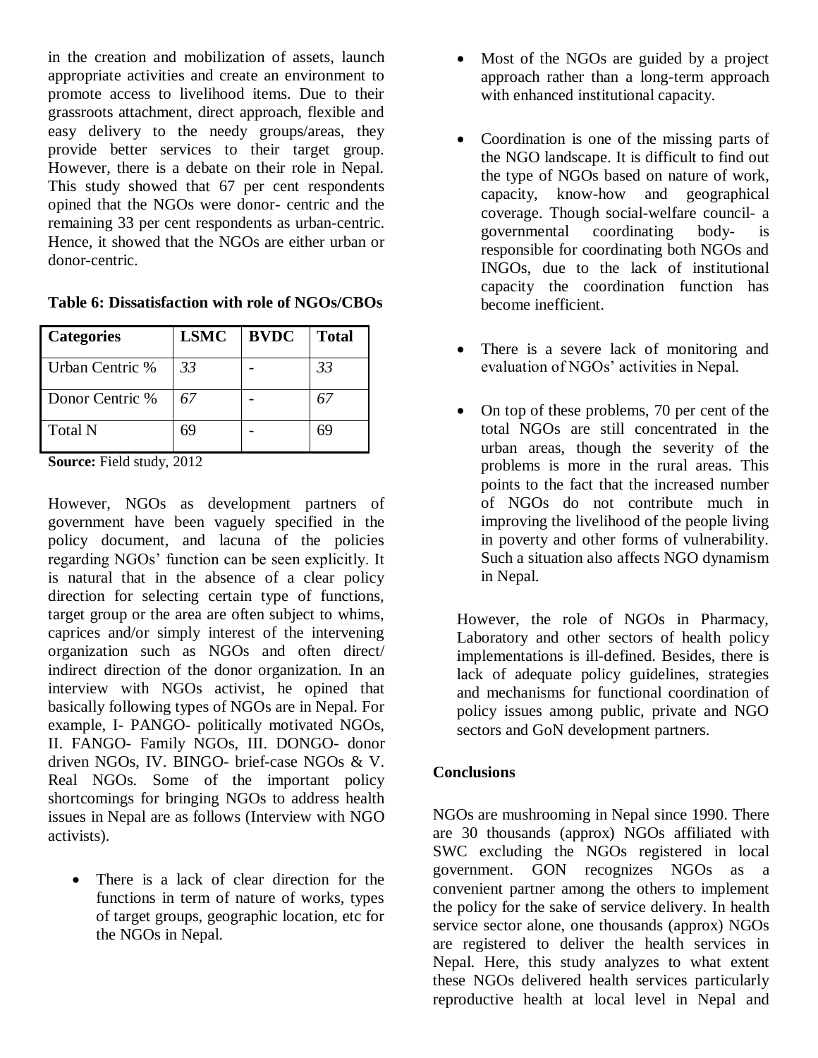in the creation and mobilization of assets, launch appropriate activities and create an environment to promote access to livelihood items. Due to their grassroots attachment, direct approach, flexible and easy delivery to the needy groups/areas, they provide better services to their target group. However, there is a debate on their role in Nepal. This study showed that 67 per cent respondents opined that the NGOs were donor- centric and the remaining 33 per cent respondents as urban-centric. Hence, it showed that the NGOs are either urban or donor-centric.

**Table 6: Dissatisfaction with role of NGOs/CBOs**

| Categories | LSMC | BVDC | Total |
|---|---|---|---|
| Urban Centric % | *33* | - | *33* |
| Donor Centric % | *67* | - | *67* |
| Total N | 69 | - | 69 |

**Source:** Field study, 2012

However, NGOs as development partners of government have been vaguely specified in the policy document, and lacuna of the policies regarding NGOs' function can be seen explicitly. It is natural that in the absence of a clear policy direction for selecting certain type of functions, target group or the area are often subject to whims, caprices and/or simply interest of the intervening organization such as NGOs and often direct/ indirect direction of the donor organization. In an interview with NGOs activist, he opined that basically following types of NGOs are in Nepal. For example, I- PANGO- politically motivated NGOs, II. FANGO- Family NGOs, III. DONGO- donor driven NGOs, IV. BINGO- brief-case NGOs & V. Real NGOs. Some of the important policy shortcomings for bringing NGOs to address health issues in Nepal are as follows (Interview with NGO activists).

- There is a lack of clear direction for the functions in term of nature of works, types of target groups, geographic location, etc for the NGOs in Nepal.
- Most of the NGOs are guided by a project approach rather than a long-term approach with enhanced institutional capacity.
- Coordination is one of the missing parts of the NGO landscape. It is difficult to find out the type of NGOs based on nature of work, capacity, know-how and geographical coverage. Though social-welfare council- a governmental coordinating body- is responsible for coordinating both NGOs and INGOs, due to the lack of institutional capacity the coordination function has become inefficient.
- There is a severe lack of monitoring and evaluation of NGOs' activities in Nepal.
- On top of these problems, 70 per cent of the total NGOs are still concentrated in the urban areas, though the severity of the problems is more in the rural areas. This points to the fact that the increased number of NGOs do not contribute much in improving the livelihood of the people living in poverty and other forms of vulnerability. Such a situation also affects NGO dynamism in Nepal.

However, the role of NGOs in Pharmacy, Laboratory and other sectors of health policy implementations is ill-defined. Besides, there is lack of adequate policy guidelines, strategies and mechanisms for functional coordination of policy issues among public, private and NGO sectors and GoN development partners.

**Conclusions**

NGOs are mushrooming in Nepal since 1990. There are 30 thousands (approx) NGOs affiliated with SWC excluding the NGOs registered in local government. GON recognizes NGOs as a convenient partner among the others to implement the policy for the sake of service delivery. In health service sector alone, one thousands (approx) NGOs are registered to deliver the health services in Nepal. Here, this study analyzes to what extent these NGOs delivered health services particularly reproductive health at local level in Nepal and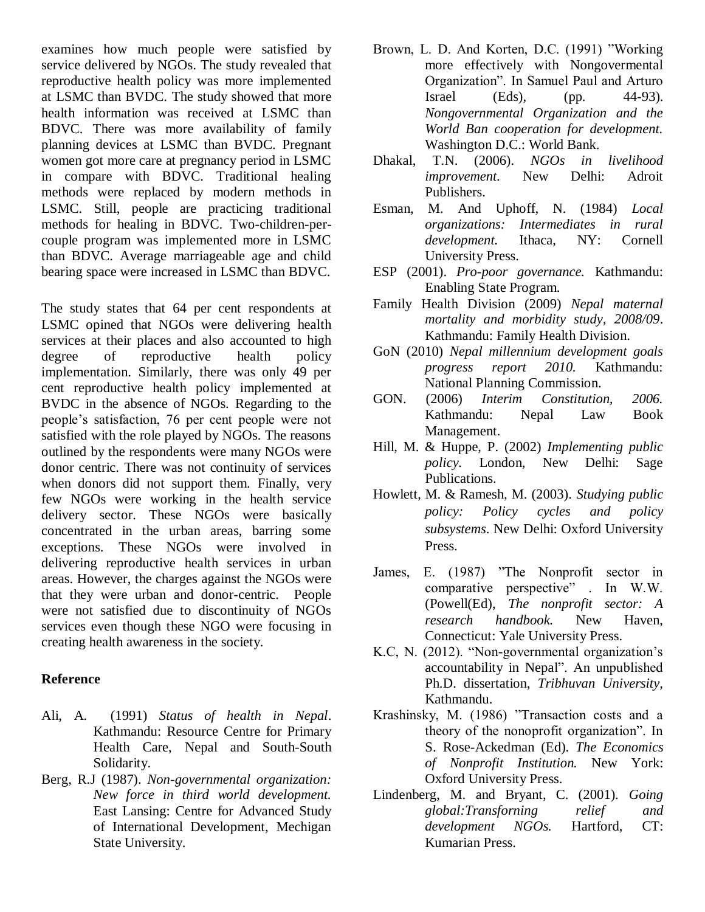examines how much people were satisfied by service delivered by NGOs. The study revealed that reproductive health policy was more implemented at LSMC than BVDC. The study showed that more health information was received at LSMC than BDVC. There was more availability of family planning devices at LSMC than BVDC. Pregnant women got more care at pregnancy period in LSMC in compare with BDVC. Traditional healing methods were replaced by modern methods in LSMC. Still, people are practicing traditional methods for healing in BDVC. Two-children-per-couple program was implemented more in LSMC than BDVC. Average marriageable age and child bearing space were increased in LSMC than BVDC.

The study states that 64 per cent respondents at LSMC opined that NGOs were delivering health services at their places and also accounted to high degree of reproductive health policy implementation. Similarly, there was only 49 per cent reproductive health policy implemented at BVDC in the absence of NGOs. Regarding to the people's satisfaction, 76 per cent people were not satisfied with the role played by NGOs. The reasons outlined by the respondents were many NGOs were donor centric. There was not continuity of services when donors did not support them. Finally, very few NGOs were working in the health service delivery sector. These NGOs were basically concentrated in the urban areas, barring some exceptions. These NGOs were involved in delivering reproductive health services in urban areas. However, the charges against the NGOs were that they were urban and donor-centric. People were not satisfied due to discontinuity of NGOs services even though these NGO were focusing in creating health awareness in the society.

## Reference

Ali, A. (1991) *Status of health in Nepal*. Kathmandu: Resource Centre for Primary Health Care, Nepal and South-South Solidarity.

Berg, R.J (1987). *Non-governmental organization: New force in third world development.* East Lansing: Centre for Advanced Study of International Development, Mechigan State University.

Brown, L. D. And Korten, D.C. (1991) "Working more effectively with Nongovermental Organization". In Samuel Paul and Arturo Israel (Eds), (pp. 44-93). *Nongovernmental Organization and the World Ban cooperation for development.* Washington D.C.: World Bank.

Dhakal, T.N. (2006). *NGOs in livelihood improvement.* New Delhi: Adroit Publishers.

Esman, M. And Uphoff, N. (1984) *Local organizations: Intermediates in rural development.* Ithaca, NY: Cornell University Press.

ESP (2001). *Pro-poor governance.* Kathmandu: Enabling State Program.

Family Health Division (2009) *Nepal maternal mortality and morbidity study, 2008/09*. Kathmandu: Family Health Division.

GoN (2010) *Nepal millennium development goals progress report 2010.* Kathmandu: National Planning Commission.

GON. (2006) *Interim Constitution, 2006.* Kathmandu: Nepal Law Book Management.

Hill, M. & Huppe, P. (2002) *Implementing public policy.* London, New Delhi: Sage Publications.

Howlett, M. & Ramesh, M. (2003). *Studying public policy: Policy cycles and policy subsystems*. New Delhi: Oxford University Press.

James, E. (1987) "The Nonprofit sector in comparative perspective" . In W.W. (Powell(Ed), *The nonprofit sector: A research handbook.* New Haven, Connecticut: Yale University Press.

K.C, N. (2012). "Non-governmental organization's accountability in Nepal". An unpublished Ph.D. dissertation, *Tribhuvan University,* Kathmandu.

Krashinsky, M. (1986) "Transaction costs and a theory of the nonoprofit organization". In S. Rose-Ackedman (Ed). *The Economics of Nonprofit Institution.* New York: Oxford University Press.

Lindenberg, M. and Bryant, C. (2001). *Going global:Transforning relief and development NGOs.* Hartford, CT: Kumarian Press.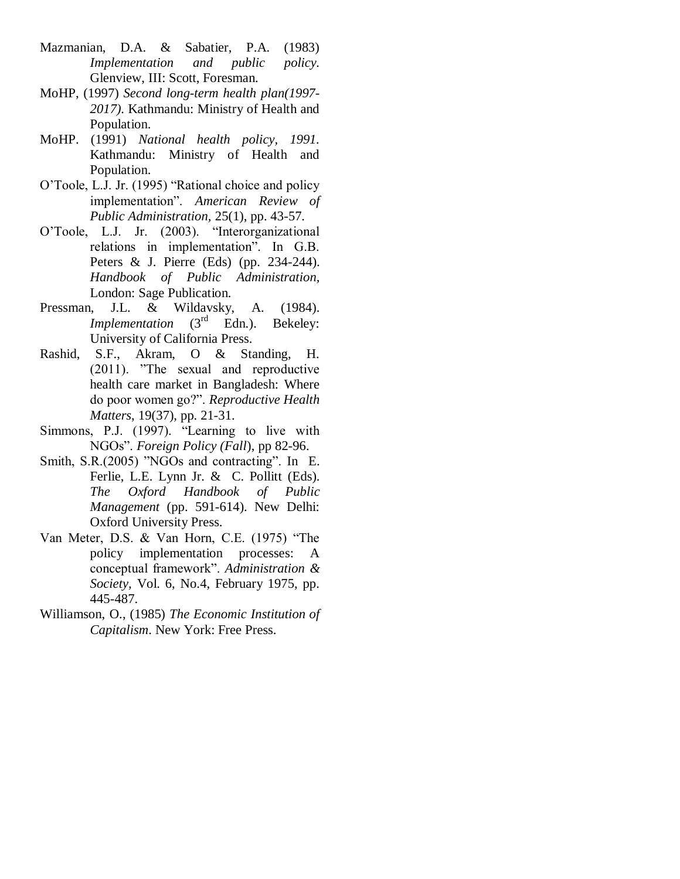Mazmanian, D.A. & Sabatier, P.A. (1983) *Implementation and public policy*. Glenview, III: Scott, Foresman.

MoHP, (1997) *Second long-term health plan(1997-2017)*. Kathmandu: Ministry of Health and Population.

MoHP. (1991) *National health policy, 1991*. Kathmandu: Ministry of Health and Population.

O'Toole, L.J. Jr. (1995) "Rational choice and policy implementation". *American Review of Public Administration*, 25(1), pp. 43-57.

O'Toole, L.J. Jr. (2003). "Interorganizational relations in implementation". In G.B. Peters & J. Pierre (Eds) (pp. 234-244). *Handbook of Public Administration*, London: Sage Publication.

Pressman, J.L. & Wildavsky, A. (1984). *Implementation* (3rd Edn.). Bekeley: University of California Press.

Rashid, S.F., Akram, O & Standing, H. (2011). "The sexual and reproductive health care market in Bangladesh: Where do poor women go?". *Reproductive Health Matters*, 19(37), pp. 21-31.

Simmons, P.J. (1997). "Learning to live with NGOs". *Foreign Policy (Fall*), pp 82-96.

Smith, S.R.(2005) "NGOs and contracting". In E. Ferlie, L.E. Lynn Jr. & C. Pollitt (Eds). *The Oxford Handbook of Public Management* (pp. 591-614). New Delhi: Oxford University Press.

Van Meter, D.S. & Van Horn, C.E. (1975) "The policy implementation processes: A conceptual framework". *Administration & Society*, Vol. 6, No.4, February 1975, pp. 445-487.

Williamson, O., (1985) *The Economic Institution of Capitalism*. New York: Free Press.